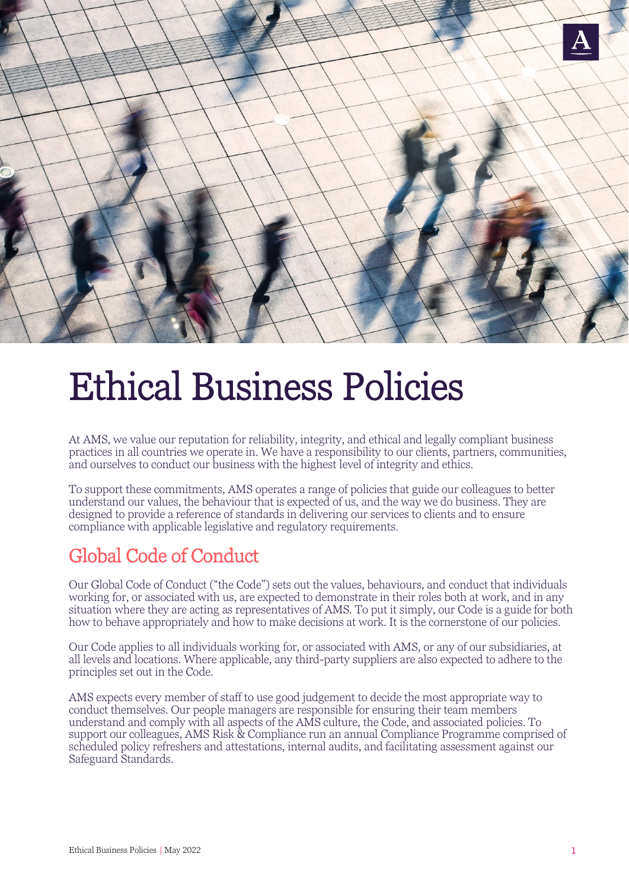# Ethical Business Policies

At AMS, we value our reputation for reliability, integrity, and ethical and legally compliant business practices in all countries we operate in. We have a responsibility to our clients, partners, communities, and ourselves to conduct our business with the highest level of integrity and ethics.

To support these commitments, AMS operates a range of policies that guide our colleagues to better understand our values, the behaviour that is expected of us, and the way we do business. They are designed to provide a reference of standards in delivering our services to clients and to ensure compliance with applicable legislative and regulatory requirements.

## Global Code of Conduct

Our Global Code of Conduct ("the Code") sets out the values, behaviours, and conduct that individuals working for, or associated with us, are expected to demonstrate in their roles both at work, and in any situation where they are acting as representatives of AMS. To put it simply, our Code is a guide for both how to behave appropriately and how to make decisions at work. It is the cornerstone of our policies.

Our Code applies to all individuals working for, or associated with AMS, or any of our subsidiaries, at all levels and locations. Where applicable, any third-party suppliers are also expected to adhere to the principles set out in the Code.

AMS expects every member of staff to use good judgement to decide the most appropriate way to conduct themselves. Our people managers are responsible for ensuring their team members understand and comply with all aspects of the AMS culture, the Code, and associated policies. To support our colleagues, AMS Risk & Compliance run an annual Compliance Programme comprised of scheduled policy refreshers and attestations, internal audits, and facilitating assessment against our Safeguard Standards.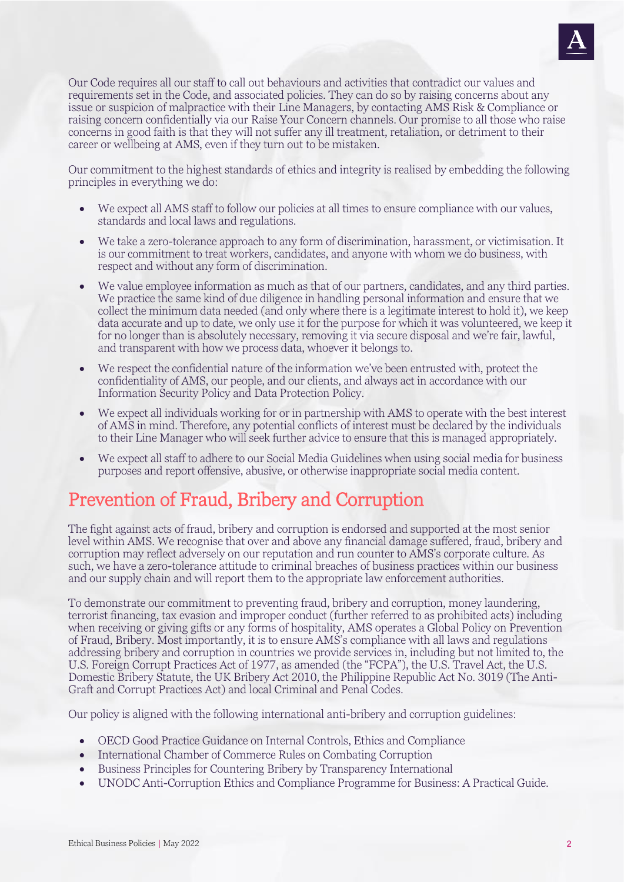Our Code requires all our staff to call out behaviours and activities that contradict our values and requirements set in the Code, and associated policies. They can do so by raising concerns about any issue or suspicion of malpractice with their Line Managers, by contacting AMS Risk & Compliance or raising concern confidentially via our Raise Your Concern channels. Our promise to all those who raise concerns in good faith is that they will not suffer any ill treatment, retaliation, or detriment to their career or wellbeing at AMS, even if they turn out to be mistaken.

Our commitment to the highest standards of ethics and integrity is realised by embedding the following principles in everything we do:

- We expect all AMS staff to follow our policies at all times to ensure compliance with our values, standards and local laws and regulations.
- We take a zero-tolerance approach to any form of discrimination, harassment, or victimisation. It is our commitment to treat workers, candidates, and anyone with whom we do business, with respect and without any form of discrimination.
- We value employee information as much as that of our partners, candidates, and any third parties. We practice the same kind of due diligence in handling personal information and ensure that we collect the minimum data needed (and only where there is a legitimate interest to hold it), we keep data accurate and up to date, we only use it for the purpose for which it was volunteered, we keep it for no longer than is absolutely necessary, removing it via secure disposal and we're fair, lawful, and transparent with how we process data, whoever it belongs to.
- We respect the confidential nature of the information we've been entrusted with, protect the confidentiality of AMS, our people, and our clients, and always act in accordance with our Information Security Policy and Data Protection Policy.
- We expect all individuals working for or in partnership with AMS to operate with the best interest of AMS in mind. Therefore, any potential conflicts of interest must be declared by the individuals to their Line Manager who will seek further advice to ensure that this is managed appropriately.
- We expect all staff to adhere to our Social Media Guidelines when using social media for business purposes and report offensive, abusive, or otherwise inappropriate social media content.

## Prevention of Fraud, Bribery and Corruption

The fight against acts of fraud, bribery and corruption is endorsed and supported at the most senior level within AMS. We recognise that over and above any financial damage suffered, fraud, bribery and corruption may reflect adversely on our reputation and run counter to AMS's corporate culture. As such, we have a zero-tolerance attitude to criminal breaches of business practices within our business and our supply chain and will report them to the appropriate law enforcement authorities.

To demonstrate our commitment to preventing fraud, bribery and corruption, money laundering, terrorist financing, tax evasion and improper conduct (further referred to as prohibited acts) including when receiving or giving gifts or any forms of hospitality, AMS operates a Global Policy on Prevention of Fraud, Bribery. Most importantly, it is to ensure AMS's compliance with all laws and regulations addressing bribery and corruption in countries we provide services in, including but not limited to, the U.S. Foreign Corrupt Practices Act of 1977, as amended (the "FCPA"), the U.S. Travel Act, the U.S. Domestic Bribery Statute, the UK Bribery Act 2010, the Philippine Republic Act No. 3019 (The Anti-Graft and Corrupt Practices Act) and local Criminal and Penal Codes.

Our policy is aligned with the following international anti-bribery and corruption guidelines:

- OECD Good Practice Guidance on Internal Controls, Ethics and Compliance
- International Chamber of Commerce Rules on Combating Corruption
- Business Principles for Countering Bribery by Transparency International
- UNODC Anti-Corruption Ethics and Compliance Programme for Business: A Practical Guide.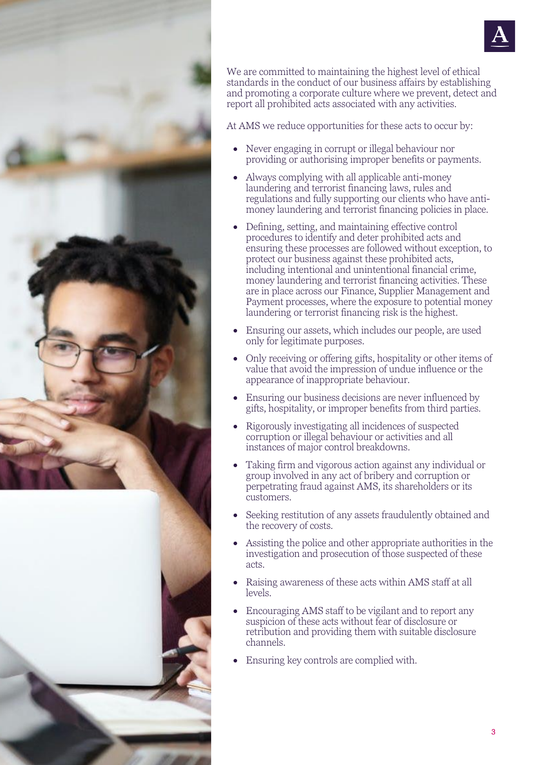We are committed to maintaining the highest level of ethical standards in the conduct of our business affairs by establishing and promoting a corporate culture where we prevent, detect and report all prohibited acts associated with any activities.

At AMS we reduce opportunities for these acts to occur by:

- Never engaging in corrupt or illegal behaviour nor providing or authorising improper benefits or payments.
- Always complying with all applicable anti-money laundering and terrorist financing laws, rules and regulations and fully supporting our clients who have anti-money laundering and terrorist financing policies in place.
- Defining, setting, and maintaining effective control procedures to identify and deter prohibited acts and ensuring these processes are followed without exception, to protect our business against these prohibited acts, including intentional and unintentional financial crime, money laundering and terrorist financing activities. These are in place across our Finance, Supplier Management and Payment processes, where the exposure to potential money laundering or terrorist financing risk is the highest.
- Ensuring our assets, which includes our people, are used only for legitimate purposes.
- Only receiving or offering gifts, hospitality or other items of value that avoid the impression of undue influence or the appearance of inappropriate behaviour.
- Ensuring our business decisions are never influenced by gifts, hospitality, or improper benefits from third parties.
- Rigorously investigating all incidences of suspected corruption or illegal behaviour or activities and all instances of major control breakdowns.
- Taking firm and vigorous action against any individual or group involved in any act of bribery and corruption or perpetrating fraud against AMS, its shareholders or its customers.
- Seeking restitution of any assets fraudulently obtained and the recovery of costs.
- Assisting the police and other appropriate authorities in the investigation and prosecution of those suspected of these acts.
- Raising awareness of these acts within AMS staff at all levels.
- Encouraging AMS staff to be vigilant and to report any suspicion of these acts without fear of disclosure or retribution and providing them with suitable disclosure channels.
- Ensuring key controls are complied with.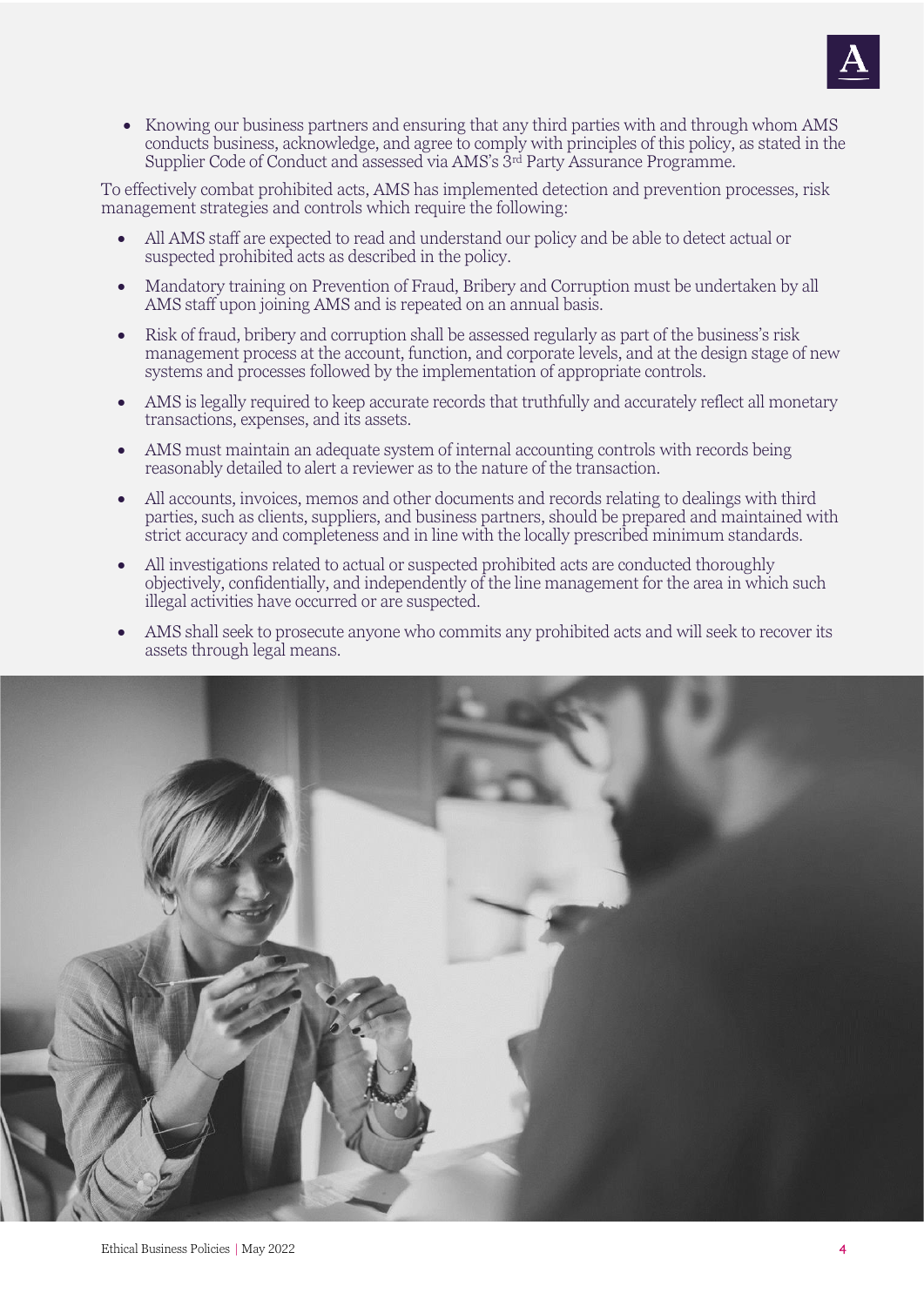- Knowing our business partners and ensuring that any third parties with and through whom AMS conducts business, acknowledge, and agree to comply with principles of this policy, as stated in the Supplier Code of Conduct and assessed via AMS's 3rd Party Assurance Programme.

To effectively combat prohibited acts, AMS has implemented detection and prevention processes, risk management strategies and controls which require the following:

- All AMS staff are expected to read and understand our policy and be able to detect actual or suspected prohibited acts as described in the policy.
- Mandatory training on Prevention of Fraud, Bribery and Corruption must be undertaken by all AMS staff upon joining AMS and is repeated on an annual basis.
- Risk of fraud, bribery and corruption shall be assessed regularly as part of the business's risk management process at the account, function, and corporate levels, and at the design stage of new systems and processes followed by the implementation of appropriate controls.
- AMS is legally required to keep accurate records that truthfully and accurately reflect all monetary transactions, expenses, and its assets.
- AMS must maintain an adequate system of internal accounting controls with records being reasonably detailed to alert a reviewer as to the nature of the transaction.
- All accounts, invoices, memos and other documents and records relating to dealings with third parties, such as clients, suppliers, and business partners, should be prepared and maintained with strict accuracy and completeness and in line with the locally prescribed minimum standards.
- All investigations related to actual or suspected prohibited acts are conducted thoroughly objectively, confidentially, and independently of the line management for the area in which such illegal activities have occurred or are suspected.
- AMS shall seek to prosecute anyone who commits any prohibited acts and will seek to recover its assets through legal means.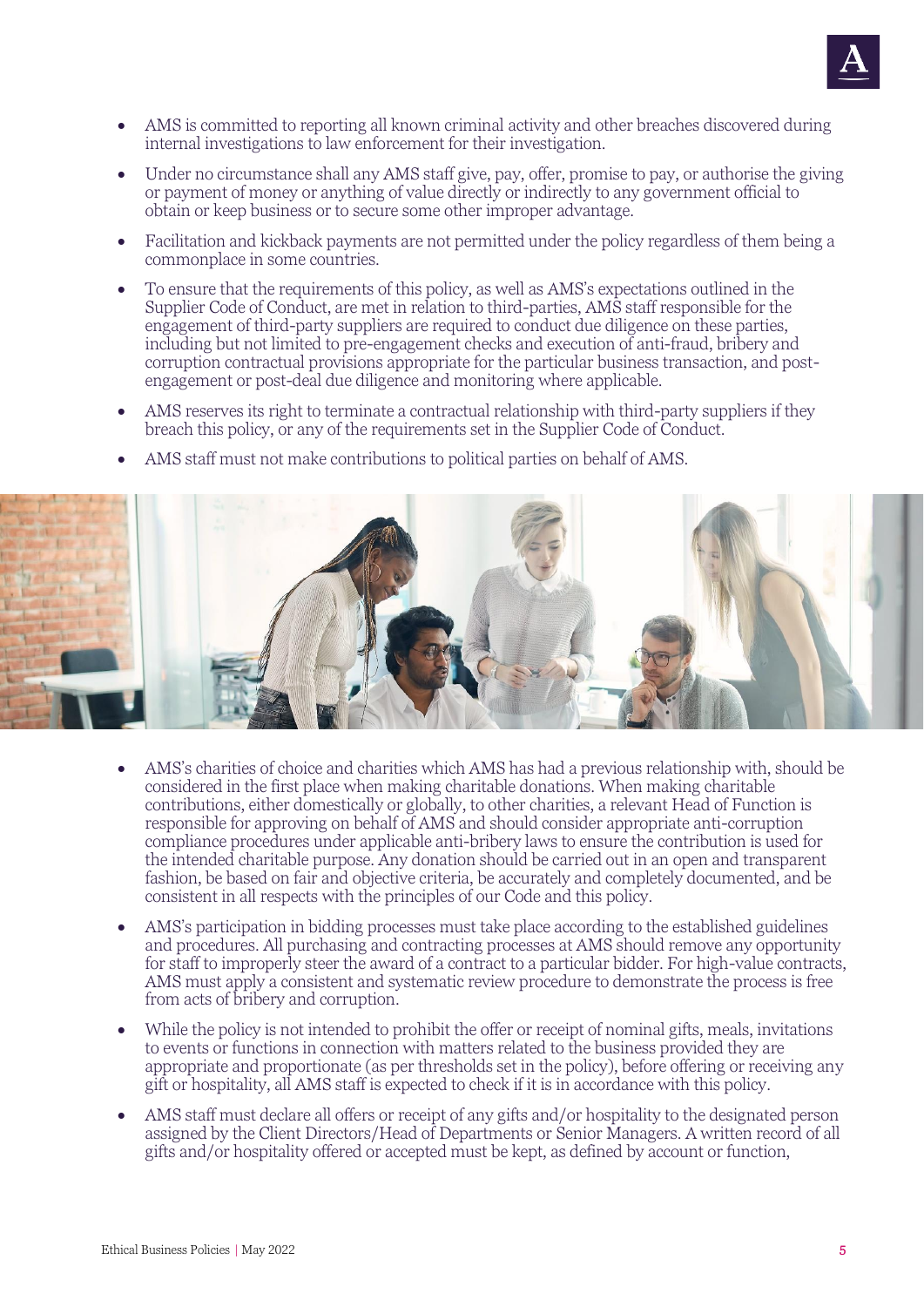- AMS is committed to reporting all known criminal activity and other breaches discovered during internal investigations to law enforcement for their investigation.
- Under no circumstance shall any AMS staff give, pay, offer, promise to pay, or authorise the giving or payment of money or anything of value directly or indirectly to any government official to obtain or keep business or to secure some other improper advantage.
- Facilitation and kickback payments are not permitted under the policy regardless of them being a commonplace in some countries.
- To ensure that the requirements of this policy, as well as AMS's expectations outlined in the Supplier Code of Conduct, are met in relation to third-parties, AMS staff responsible for the engagement of third-party suppliers are required to conduct due diligence on these parties, including but not limited to pre-engagement checks and execution of anti-fraud, bribery and corruption contractual provisions appropriate for the particular business transaction, and post-engagement or post-deal due diligence and monitoring where applicable.
- AMS reserves its right to terminate a contractual relationship with third-party suppliers if they breach this policy, or any of the requirements set in the Supplier Code of Conduct.
- AMS staff must not make contributions to political parties on behalf of AMS.
- AMS's charities of choice and charities which AMS has had a previous relationship with, should be considered in the first place when making charitable donations. When making charitable contributions, either domestically or globally, to other charities, a relevant Head of Function is responsible for approving on behalf of AMS and should consider appropriate anti-corruption compliance procedures under applicable anti-bribery laws to ensure the contribution is used for the intended charitable purpose. Any donation should be carried out in an open and transparent fashion, be based on fair and objective criteria, be accurately and completely documented, and be consistent in all respects with the principles of our Code and this policy.
- AMS's participation in bidding processes must take place according to the established guidelines and procedures. All purchasing and contracting processes at AMS should remove any opportunity for staff to improperly steer the award of a contract to a particular bidder. For high-value contracts, AMS must apply a consistent and systematic review procedure to demonstrate the process is free from acts of bribery and corruption.
- While the policy is not intended to prohibit the offer or receipt of nominal gifts, meals, invitations to events or functions in connection with matters related to the business provided they are appropriate and proportionate (as per thresholds set in the policy), before offering or receiving any gift or hospitality, all AMS staff is expected to check if it is in accordance with this policy.
- AMS staff must declare all offers or receipt of any gifts and/or hospitality to the designated person assigned by the Client Directors/Head of Departments or Senior Managers. A written record of all gifts and/or hospitality offered or accepted must be kept, as defined by account or function,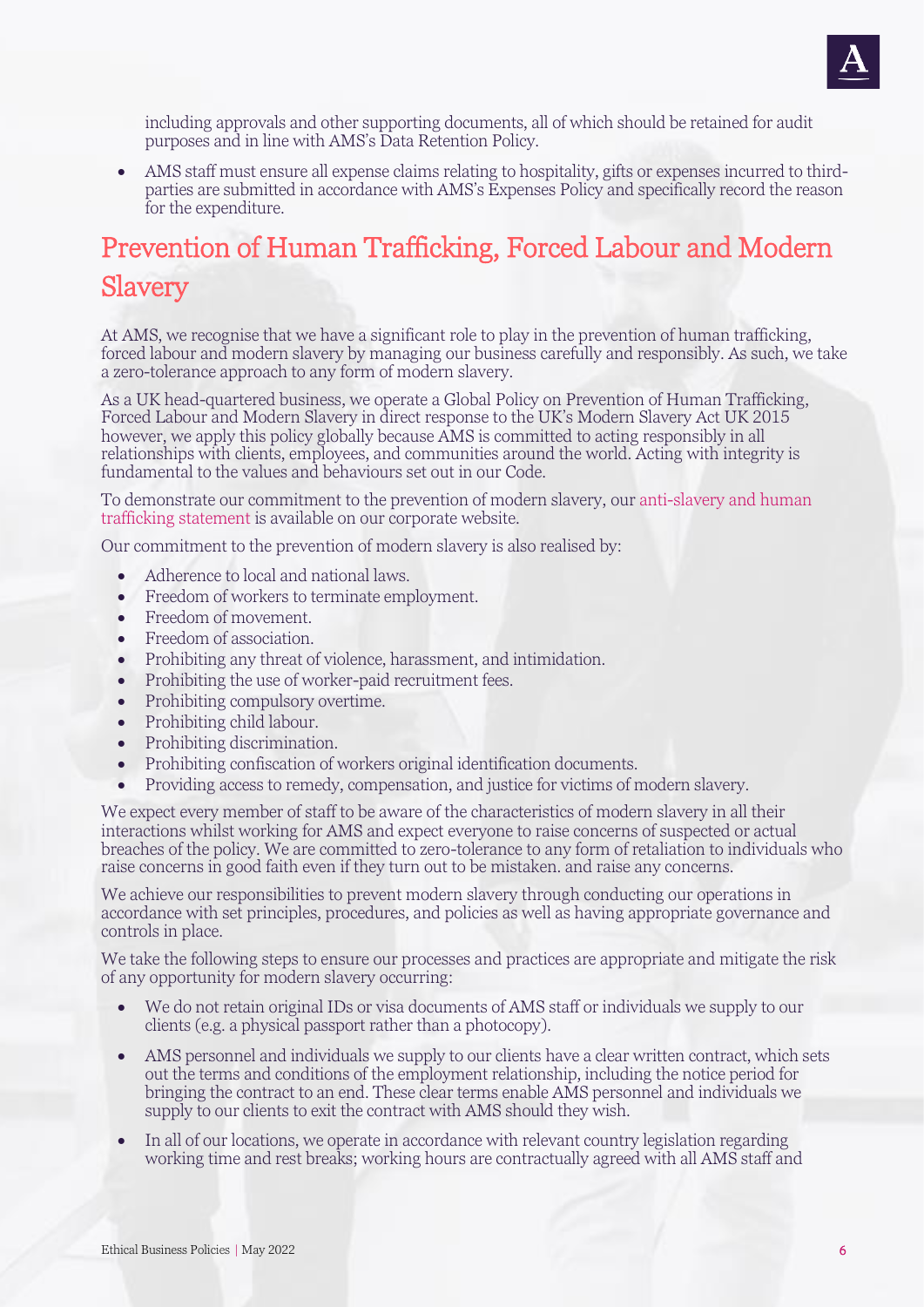including approvals and other supporting documents, all of which should be retained for audit purposes and in line with AMS's Data Retention Policy.

- AMS staff must ensure all expense claims relating to hospitality, gifts or expenses incurred to third-parties are submitted in accordance with AMS's Expenses Policy and specifically record the reason for the expenditure.

## Prevention of Human Trafficking, Forced Labour and Modern Slavery

At AMS, we recognise that we have a significant role to play in the prevention of human trafficking, forced labour and modern slavery by managing our business carefully and responsibly. As such, we take a zero-tolerance approach to any form of modern slavery.

As a UK head-quartered business, we operate a Global Policy on Prevention of Human Trafficking, Forced Labour and Modern Slavery in direct response to the UK's Modern Slavery Act UK 2015 however, we apply this policy globally because AMS is committed to acting responsibly in all relationships with clients, employees, and communities around the world. Acting with integrity is fundamental to the values and behaviours set out in our Code.

To demonstrate our commitment to the prevention of modern slavery, our anti-slavery and human trafficking statement is available on our corporate website.

Our commitment to the prevention of modern slavery is also realised by:

- Adherence to local and national laws.
- Freedom of workers to terminate employment.
- Freedom of movement.
- Freedom of association.
- Prohibiting any threat of violence, harassment, and intimidation.
- Prohibiting the use of worker-paid recruitment fees.
- Prohibiting compulsory overtime.
- Prohibiting child labour.
- Prohibiting discrimination.
- Prohibiting confiscation of workers original identification documents.
- Providing access to remedy, compensation, and justice for victims of modern slavery.

We expect every member of staff to be aware of the characteristics of modern slavery in all their interactions whilst working for AMS and expect everyone to raise concerns of suspected or actual breaches of the policy. We are committed to zero-tolerance to any form of retaliation to individuals who raise concerns in good faith even if they turn out to be mistaken. and raise any concerns.

We achieve our responsibilities to prevent modern slavery through conducting our operations in accordance with set principles, procedures, and policies as well as having appropriate governance and controls in place.

We take the following steps to ensure our processes and practices are appropriate and mitigate the risk of any opportunity for modern slavery occurring:

- We do not retain original IDs or visa documents of AMS staff or individuals we supply to our clients (e.g. a physical passport rather than a photocopy).
- AMS personnel and individuals we supply to our clients have a clear written contract, which sets out the terms and conditions of the employment relationship, including the notice period for bringing the contract to an end. These clear terms enable AMS personnel and individuals we supply to our clients to exit the contract with AMS should they wish.
- In all of our locations, we operate in accordance with relevant country legislation regarding working time and rest breaks; working hours are contractually agreed with all AMS staff and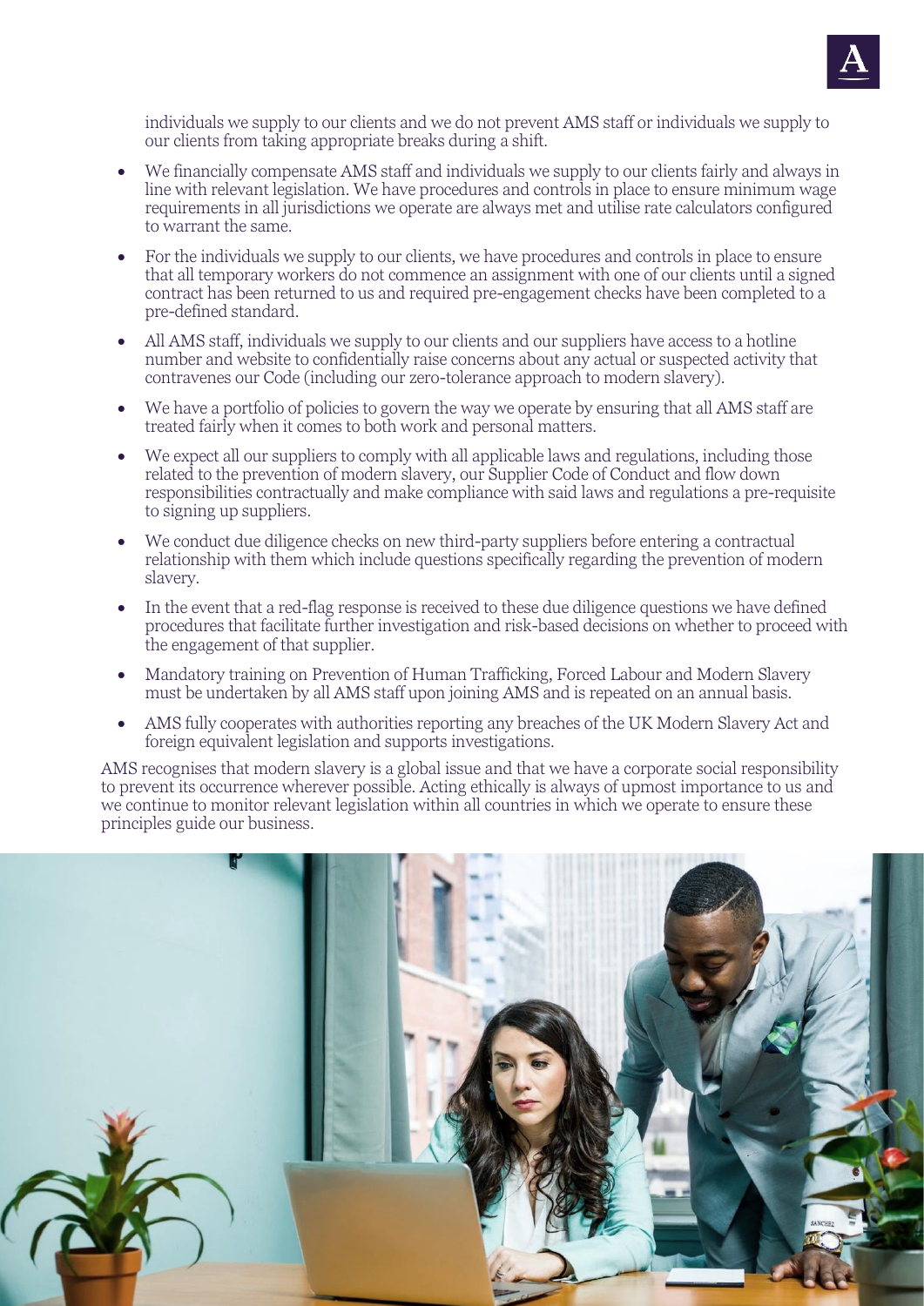individuals we supply to our clients and we do not prevent AMS staff or individuals we supply to our clients from taking appropriate breaks during a shift.

- We financially compensate AMS staff and individuals we supply to our clients fairly and always in line with relevant legislation. We have procedures and controls in place to ensure minimum wage requirements in all jurisdictions we operate are always met and utilise rate calculators configured to warrant the same.
- For the individuals we supply to our clients, we have procedures and controls in place to ensure that all temporary workers do not commence an assignment with one of our clients until a signed contract has been returned to us and required pre-engagement checks have been completed to a pre-defined standard.
- All AMS staff, individuals we supply to our clients and our suppliers have access to a hotline number and website to confidentially raise concerns about any actual or suspected activity that contravenes our Code (including our zero-tolerance approach to modern slavery).
- We have a portfolio of policies to govern the way we operate by ensuring that all AMS staff are treated fairly when it comes to both work and personal matters.
- We expect all our suppliers to comply with all applicable laws and regulations, including those related to the prevention of modern slavery, our Supplier Code of Conduct and flow down responsibilities contractually and make compliance with said laws and regulations a pre-requisite to signing up suppliers.
- We conduct due diligence checks on new third-party suppliers before entering a contractual relationship with them which include questions specifically regarding the prevention of modern slavery.
- In the event that a red-flag response is received to these due diligence questions we have defined procedures that facilitate further investigation and risk-based decisions on whether to proceed with the engagement of that supplier.
- Mandatory training on Prevention of Human Trafficking, Forced Labour and Modern Slavery must be undertaken by all AMS staff upon joining AMS and is repeated on an annual basis.
- AMS fully cooperates with authorities reporting any breaches of the UK Modern Slavery Act and foreign equivalent legislation and supports investigations.

AMS recognises that modern slavery is a global issue and that we have a corporate social responsibility to prevent its occurrence wherever possible. Acting ethically is always of upmost importance to us and we continue to monitor relevant legislation within all countries in which we operate to ensure these principles guide our business.